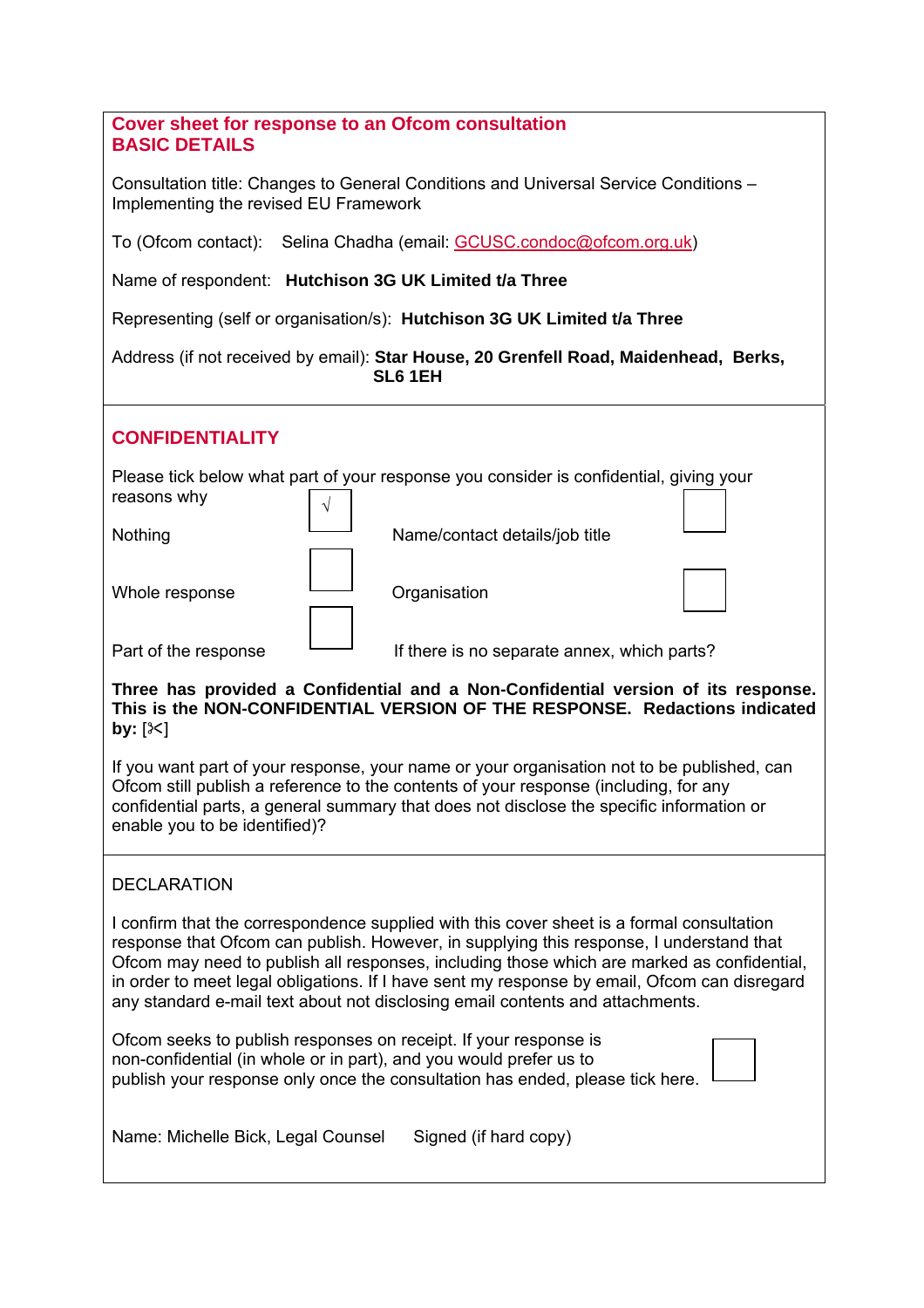## Cover sheet for response to an Ofcom consultation
## BASIC DETAILS

Consultation title: Changes to General Conditions and Universal Service Conditions – Implementing the revised EU Framework

To (Ofcom contact): Selina Chadha (email: GCUSC.condoc@ofcom.org.uk)

Name of respondent: **Hutchison 3G UK Limited t/a Three**

Representing (self or organisation/s): **Hutchison 3G UK Limited t/a Three**

Address (if not received by email): **Star House, 20 Grenfell Road, Maidenhead, Berks, SL6 1EH**

## CONFIDENTIALITY

Please tick below what part of your response you consider is confidential, giving your reasons why

| | | | |
|---|---|---|---|
| Nothing | √ | Name/contact details/job title | ☐ |
| Whole response | ☐ | Organisation | ☐ |
| Part of the response | ☐ | If there is no separate annex, which parts? | |

**Three has provided a Confidential and a Non-Confidential version of its response. This is the NON-CONFIDENTIAL VERSION OF THE RESPONSE. Redactions indicated by:** [✂]

If you want part of your response, your name or your organisation not to be published, can Ofcom still publish a reference to the contents of your response (including, for any confidential parts, a general summary that does not disclose the specific information or enable you to be identified)?

## DECLARATION

I confirm that the correspondence supplied with this cover sheet is a formal consultation response that Ofcom can publish. However, in supplying this response, I understand that Ofcom may need to publish all responses, including those which are marked as confidential, in order to meet legal obligations. If I have sent my response by email, Ofcom can disregard any standard e-mail text about not disclosing email contents and attachments.

Ofcom seeks to publish responses on receipt. If your response is non-confidential (in whole or in part), and you would prefer us to publish your response only once the consultation has ended, please tick here. ☐

Name: Michelle Bick, Legal Counsel    Signed (if hard copy)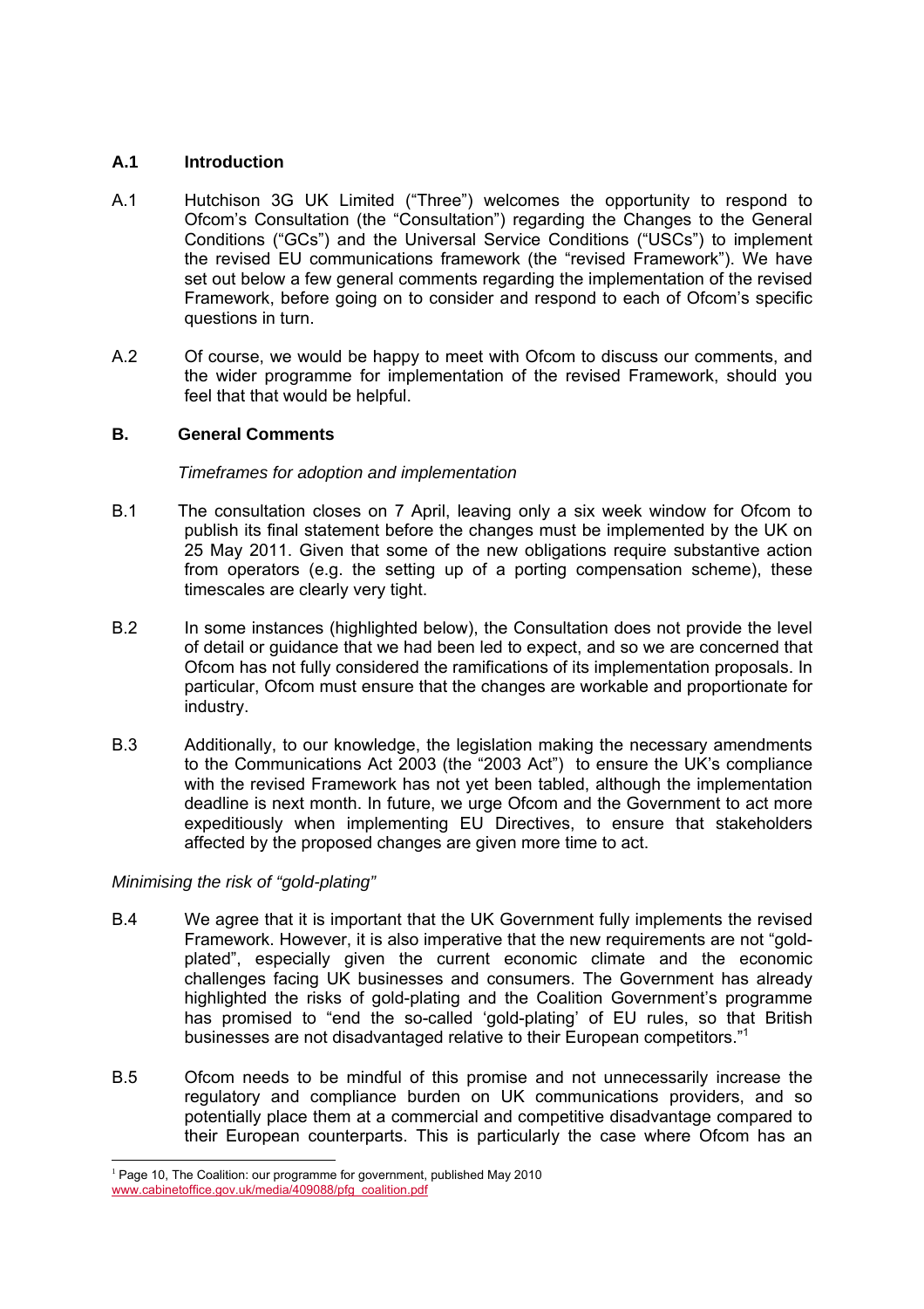## A.1 Introduction

A.1 Hutchison 3G UK Limited ("Three") welcomes the opportunity to respond to Ofcom's Consultation (the "Consultation") regarding the Changes to the General Conditions ("GCs") and the Universal Service Conditions ("USCs") to implement the revised EU communications framework (the "revised Framework"). We have set out below a few general comments regarding the implementation of the revised Framework, before going on to consider and respond to each of Ofcom's specific questions in turn.

A.2 Of course, we would be happy to meet with Ofcom to discuss our comments, and the wider programme for implementation of the revised Framework, should you feel that that would be helpful.

## B. General Comments

*Timeframes for adoption and implementation*

B.1 The consultation closes on 7 April, leaving only a six week window for Ofcom to publish its final statement before the changes must be implemented by the UK on 25 May 2011. Given that some of the new obligations require substantive action from operators (e.g. the setting up of a porting compensation scheme), these timescales are clearly very tight.

B.2 In some instances (highlighted below), the Consultation does not provide the level of detail or guidance that we had been led to expect, and so we are concerned that Ofcom has not fully considered the ramifications of its implementation proposals. In particular, Ofcom must ensure that the changes are workable and proportionate for industry.

B.3 Additionally, to our knowledge, the legislation making the necessary amendments to the Communications Act 2003 (the "2003 Act") to ensure the UK's compliance with the revised Framework has not yet been tabled, although the implementation deadline is next month. In future, we urge Ofcom and the Government to act more expeditiously when implementing EU Directives, to ensure that stakeholders affected by the proposed changes are given more time to act.

*Minimising the risk of "gold-plating"*

B.4 We agree that it is important that the UK Government fully implements the revised Framework. However, it is also imperative that the new requirements are not "gold-plated", especially given the current economic climate and the economic challenges facing UK businesses and consumers. The Government has already highlighted the risks of gold-plating and the Coalition Government's programme has promised to "end the so-called 'gold-plating' of EU rules, so that British businesses are not disadvantaged relative to their European competitors."[1]

B.5 Ofcom needs to be mindful of this promise and not unnecessarily increase the regulatory and compliance burden on UK communications providers, and so potentially place them at a commercial and competitive disadvantage compared to their European counterparts. This is particularly the case where Ofcom has an

---

[1] Page 10, The Coalition: our programme for government, published May 2010 www.cabinetoffice.gov.uk/media/409088/pfg_coalition.pdf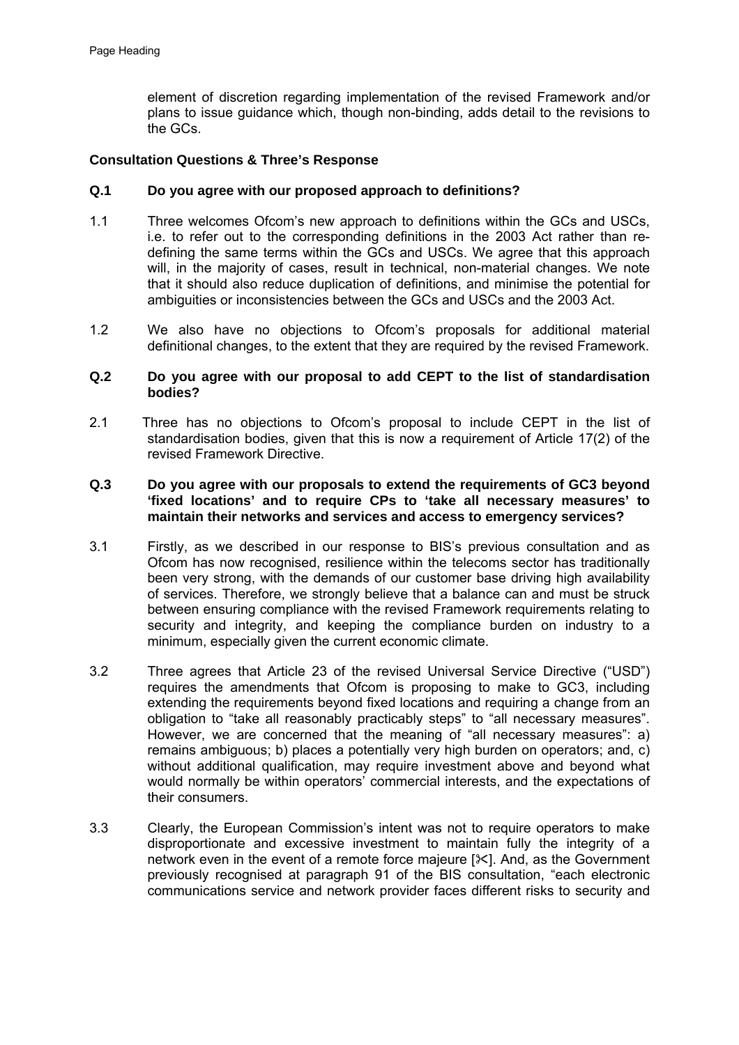element of discretion regarding implementation of the revised Framework and/or plans to issue guidance which, though non-binding, adds detail to the revisions to the GCs.

**Consultation Questions & Three's Response**

**Q.1 Do you agree with our proposed approach to definitions?**

1.1 Three welcomes Ofcom's new approach to definitions within the GCs and USCs, i.e. to refer out to the corresponding definitions in the 2003 Act rather than re-defining the same terms within the GCs and USCs. We agree that this approach will, in the majority of cases, result in technical, non-material changes. We note that it should also reduce duplication of definitions, and minimise the potential for ambiguities or inconsistencies between the GCs and USCs and the 2003 Act.

1.2 We also have no objections to Ofcom's proposals for additional material definitional changes, to the extent that they are required by the revised Framework.

**Q.2 Do you agree with our proposal to add CEPT to the list of standardisation bodies?**

2.1 Three has no objections to Ofcom's proposal to include CEPT in the list of standardisation bodies, given that this is now a requirement of Article 17(2) of the revised Framework Directive.

**Q.3 Do you agree with our proposals to extend the requirements of GC3 beyond 'fixed locations' and to require CPs to 'take all necessary measures' to maintain their networks and services and access to emergency services?**

3.1 Firstly, as we described in our response to BIS's previous consultation and as Ofcom has now recognised, resilience within the telecoms sector has traditionally been very strong, with the demands of our customer base driving high availability of services. Therefore, we strongly believe that a balance can and must be struck between ensuring compliance with the revised Framework requirements relating to security and integrity, and keeping the compliance burden on industry to a minimum, especially given the current economic climate.

3.2 Three agrees that Article 23 of the revised Universal Service Directive ("USD") requires the amendments that Ofcom is proposing to make to GC3, including extending the requirements beyond fixed locations and requiring a change from an obligation to "take all reasonably practicably steps" to "all necessary measures". However, we are concerned that the meaning of "all necessary measures": a) remains ambiguous; b) places a potentially very high burden on operators; and, c) without additional qualification, may require investment above and beyond what would normally be within operators' commercial interests, and the expectations of their consumers.

3.3 Clearly, the European Commission's intent was not to require operators to make disproportionate and excessive investment to maintain fully the integrity of a network even in the event of a remote force majeure [✂]. And, as the Government previously recognised at paragraph 91 of the BIS consultation, "each electronic communications service and network provider faces different risks to security and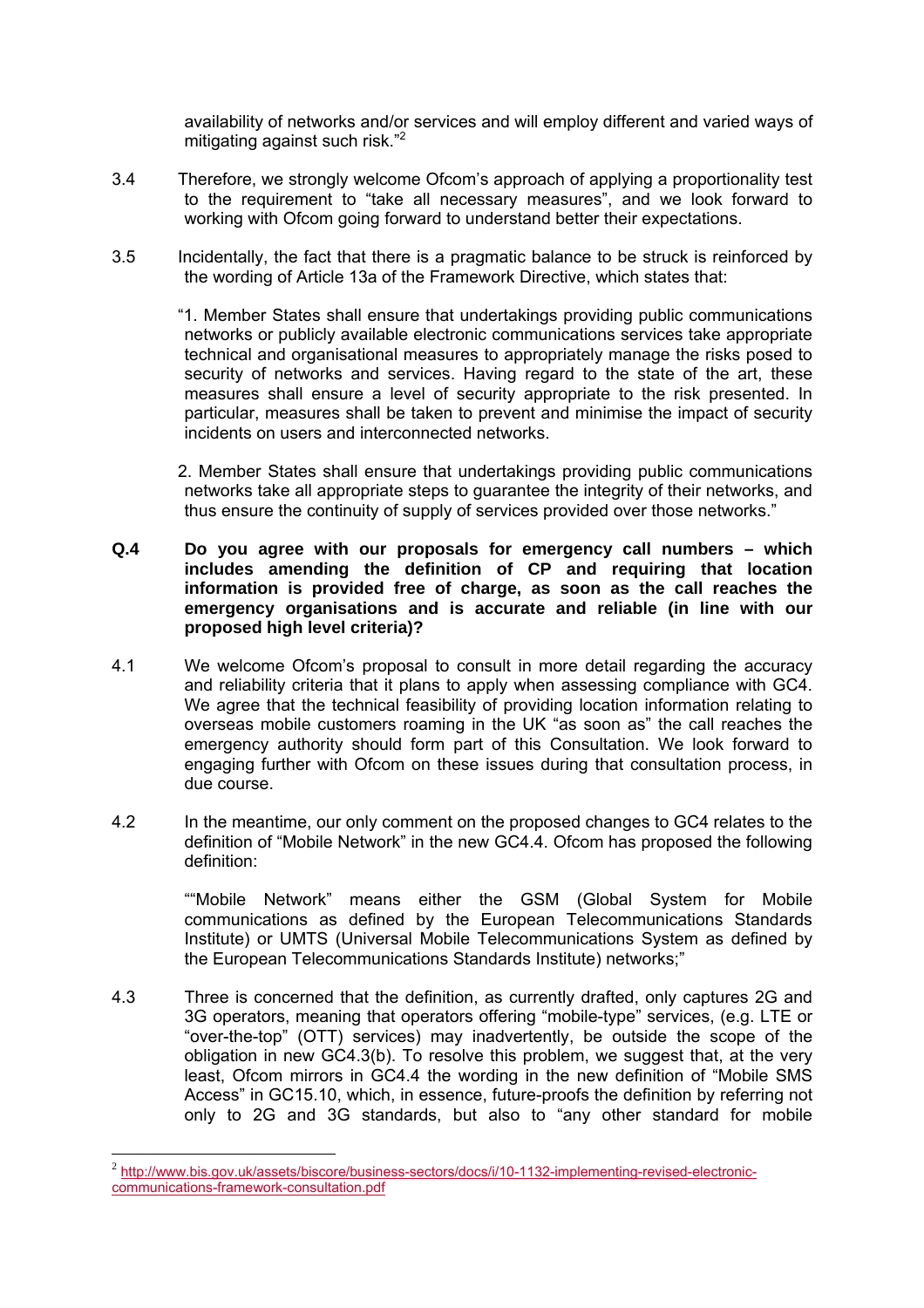availability of networks and/or services and will employ different and varied ways of mitigating against such risk."[2]

3.4 Therefore, we strongly welcome Ofcom's approach of applying a proportionality test to the requirement to "take all necessary measures", and we look forward to working with Ofcom going forward to understand better their expectations.

3.5 Incidentally, the fact that there is a pragmatic balance to be struck is reinforced by the wording of Article 13a of the Framework Directive, which states that:

"1. Member States shall ensure that undertakings providing public communications networks or publicly available electronic communications services take appropriate technical and organisational measures to appropriately manage the risks posed to security of networks and services. Having regard to the state of the art, these measures shall ensure a level of security appropriate to the risk presented. In particular, measures shall be taken to prevent and minimise the impact of security incidents on users and interconnected networks.

2. Member States shall ensure that undertakings providing public communications networks take all appropriate steps to guarantee the integrity of their networks, and thus ensure the continuity of supply of services provided over those networks."

**Q.4 Do you agree with our proposals for emergency call numbers – which includes amending the definition of CP and requiring that location information is provided free of charge, as soon as the call reaches the emergency organisations and is accurate and reliable (in line with our proposed high level criteria)?**

4.1 We welcome Ofcom's proposal to consult in more detail regarding the accuracy and reliability criteria that it plans to apply when assessing compliance with GC4. We agree that the technical feasibility of providing location information relating to overseas mobile customers roaming in the UK "as soon as" the call reaches the emergency authority should form part of this Consultation. We look forward to engaging further with Ofcom on these issues during that consultation process, in due course.

4.2 In the meantime, our only comment on the proposed changes to GC4 relates to the definition of "Mobile Network" in the new GC4.4. Ofcom has proposed the following definition:

""Mobile Network" means either the GSM (Global System for Mobile communications as defined by the European Telecommunications Standards Institute) or UMTS (Universal Mobile Telecommunications System as defined by the European Telecommunications Standards Institute) networks;"

4.3 Three is concerned that the definition, as currently drafted, only captures 2G and 3G operators, meaning that operators offering "mobile-type" services, (e.g. LTE or "over-the-top" (OTT) services) may inadvertently, be outside the scope of the obligation in new GC4.3(b). To resolve this problem, we suggest that, at the very least, Ofcom mirrors in GC4.4 the wording in the new definition of "Mobile SMS Access" in GC15.10, which, in essence, future-proofs the definition by referring not only to 2G and 3G standards, but also to "any other standard for mobile

---

[2] http://www.bis.gov.uk/assets/biscore/business-sectors/docs/i/10-1132-implementing-revised-electronic-communications-framework-consultation.pdf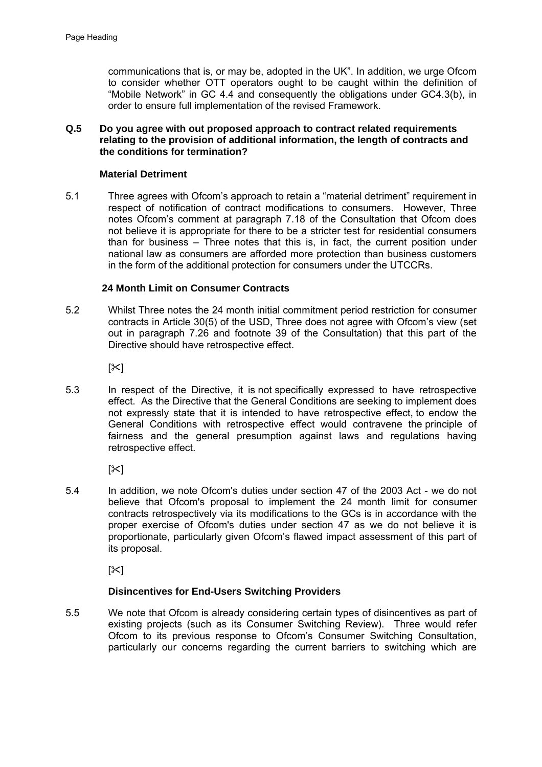communications that is, or may be, adopted in the UK". In addition, we urge Ofcom to consider whether OTT operators ought to be caught within the definition of "Mobile Network" in GC 4.4 and consequently the obligations under GC4.3(b), in order to ensure full implementation of the revised Framework.

**Q.5 Do you agree with out proposed approach to contract related requirements relating to the provision of additional information, the length of contracts and the conditions for termination?**

**Material Detriment**

5.1 Three agrees with Ofcom's approach to retain a "material detriment" requirement in respect of notification of contract modifications to consumers. However, Three notes Ofcom's comment at paragraph 7.18 of the Consultation that Ofcom does not believe it is appropriate for there to be a stricter test for residential consumers than for business – Three notes that this is, in fact, the current position under national law as consumers are afforded more protection than business customers in the form of the additional protection for consumers under the UTCCRs.

**24 Month Limit on Consumer Contracts**

5.2 Whilst Three notes the 24 month initial commitment period restriction for consumer contracts in Article 30(5) of the USD, Three does not agree with Ofcom's view (set out in paragraph 7.26 and footnote 39 of the Consultation) that this part of the Directive should have retrospective effect.

[✂]

5.3 In respect of the Directive, it is not specifically expressed to have retrospective effect. As the Directive that the General Conditions are seeking to implement does not expressly state that it is intended to have retrospective effect, to endow the General Conditions with retrospective effect would contravene the principle of fairness and the general presumption against laws and regulations having retrospective effect.

[✂]

5.4 In addition, we note Ofcom's duties under section 47 of the 2003 Act - we do not believe that Ofcom's proposal to implement the 24 month limit for consumer contracts retrospectively via its modifications to the GCs is in accordance with the proper exercise of Ofcom's duties under section 47 as we do not believe it is proportionate, particularly given Ofcom's flawed impact assessment of this part of its proposal.

[✂]

**Disincentives for End-Users Switching Providers**

5.5 We note that Ofcom is already considering certain types of disincentives as part of existing projects (such as its Consumer Switching Review). Three would refer Ofcom to its previous response to Ofcom's Consumer Switching Consultation, particularly our concerns regarding the current barriers to switching which are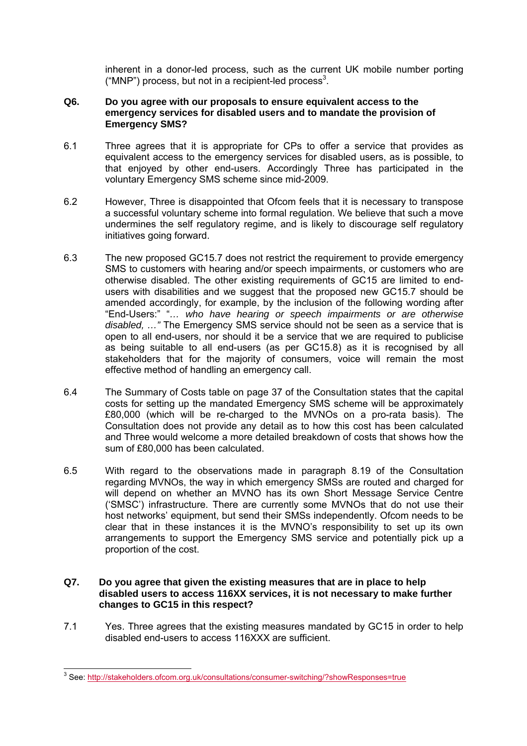inherent in a donor-led process, such as the current UK mobile number porting ("MNP") process, but not in a recipient-led process[3].

**Q6. Do you agree with our proposals to ensure equivalent access to the emergency services for disabled users and to mandate the provision of Emergency SMS?**

6.1 Three agrees that it is appropriate for CPs to offer a service that provides as equivalent access to the emergency services for disabled users, as is possible, to that enjoyed by other end-users. Accordingly Three has participated in the voluntary Emergency SMS scheme since mid-2009.

6.2 However, Three is disappointed that Ofcom feels that it is necessary to transpose a successful voluntary scheme into formal regulation. We believe that such a move undermines the self regulatory regime, and is likely to discourage self regulatory initiatives going forward.

6.3 The new proposed GC15.7 does not restrict the requirement to provide emergency SMS to customers with hearing and/or speech impairments, or customers who are otherwise disabled. The other existing requirements of GC15 are limited to end-users with disabilities and we suggest that the proposed new GC15.7 should be amended accordingly, for example, by the inclusion of the following wording after "End-Users:" "*… who have hearing or speech impairments or are otherwise disabled, …"* The Emergency SMS service should not be seen as a service that is open to all end-users, nor should it be a service that we are required to publicise as being suitable to all end-users (as per GC15.8) as it is recognised by all stakeholders that for the majority of consumers, voice will remain the most effective method of handling an emergency call.

6.4 The Summary of Costs table on page 37 of the Consultation states that the capital costs for setting up the mandated Emergency SMS scheme will be approximately £80,000 (which will be re-charged to the MVNOs on a pro-rata basis). The Consultation does not provide any detail as to how this cost has been calculated and Three would welcome a more detailed breakdown of costs that shows how the sum of £80,000 has been calculated.

6.5 With regard to the observations made in paragraph 8.19 of the Consultation regarding MVNOs, the way in which emergency SMSs are routed and charged for will depend on whether an MVNO has its own Short Message Service Centre ('SMSC') infrastructure. There are currently some MVNOs that do not use their host networks' equipment, but send their SMSs independently. Ofcom needs to be clear that in these instances it is the MVNO's responsibility to set up its own arrangements to support the Emergency SMS service and potentially pick up a proportion of the cost.

**Q7. Do you agree that given the existing measures that are in place to help disabled users to access 116XX services, it is not necessary to make further changes to GC15 in this respect?**

7.1 Yes. Three agrees that the existing measures mandated by GC15 in order to help disabled end-users to access 116XXX are sufficient.

---

[3] See: http://stakeholders.ofcom.org.uk/consultations/consumer-switching/?showResponses=true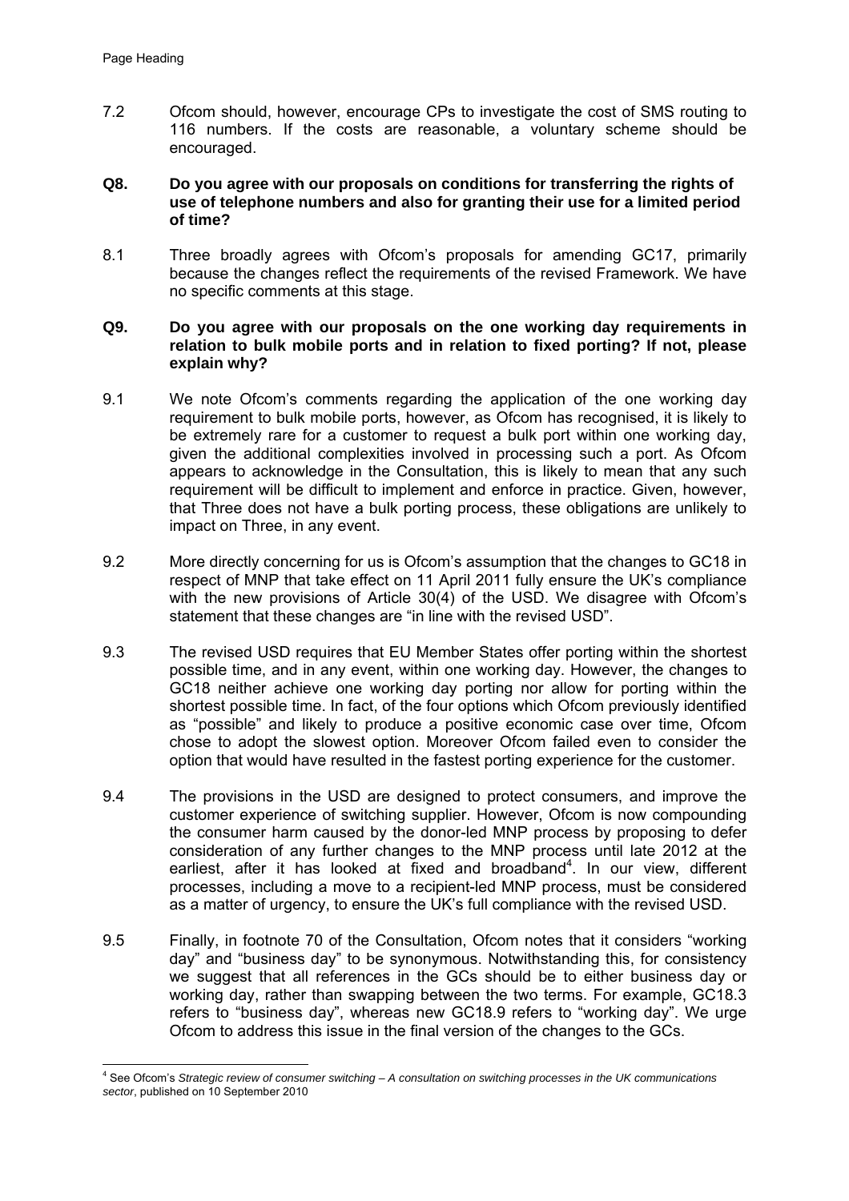7.2 Ofcom should, however, encourage CPs to investigate the cost of SMS routing to 116 numbers. If the costs are reasonable, a voluntary scheme should be encouraged.

**Q8. Do you agree with our proposals on conditions for transferring the rights of use of telephone numbers and also for granting their use for a limited period of time?**

8.1 Three broadly agrees with Ofcom's proposals for amending GC17, primarily because the changes reflect the requirements of the revised Framework. We have no specific comments at this stage.

**Q9. Do you agree with our proposals on the one working day requirements in relation to bulk mobile ports and in relation to fixed porting? If not, please explain why?**

9.1 We note Ofcom's comments regarding the application of the one working day requirement to bulk mobile ports, however, as Ofcom has recognised, it is likely to be extremely rare for a customer to request a bulk port within one working day, given the additional complexities involved in processing such a port. As Ofcom appears to acknowledge in the Consultation, this is likely to mean that any such requirement will be difficult to implement and enforce in practice. Given, however, that Three does not have a bulk porting process, these obligations are unlikely to impact on Three, in any event.

9.2 More directly concerning for us is Ofcom's assumption that the changes to GC18 in respect of MNP that take effect on 11 April 2011 fully ensure the UK's compliance with the new provisions of Article 30(4) of the USD. We disagree with Ofcom's statement that these changes are "in line with the revised USD".

9.3 The revised USD requires that EU Member States offer porting within the shortest possible time, and in any event, within one working day. However, the changes to GC18 neither achieve one working day porting nor allow for porting within the shortest possible time. In fact, of the four options which Ofcom previously identified as "possible" and likely to produce a positive economic case over time, Ofcom chose to adopt the slowest option. Moreover Ofcom failed even to consider the option that would have resulted in the fastest porting experience for the customer.

9.4 The provisions in the USD are designed to protect consumers, and improve the customer experience of switching supplier. However, Ofcom is now compounding the consumer harm caused by the donor-led MNP process by proposing to defer consideration of any further changes to the MNP process until late 2012 at the earliest, after it has looked at fixed and broadband[4]. In our view, different processes, including a move to a recipient-led MNP process, must be considered as a matter of urgency, to ensure the UK's full compliance with the revised USD.

9.5 Finally, in footnote 70 of the Consultation, Ofcom notes that it considers "working day" and "business day" to be synonymous. Notwithstanding this, for consistency we suggest that all references in the GCs should be to either business day or working day, rather than swapping between the two terms. For example, GC18.3 refers to "business day", whereas new GC18.9 refers to "working day". We urge Ofcom to address this issue in the final version of the changes to the GCs.

[4] See Ofcom's *Strategic review of consumer switching – A consultation on switching processes in the UK communications sector*, published on 10 September 2010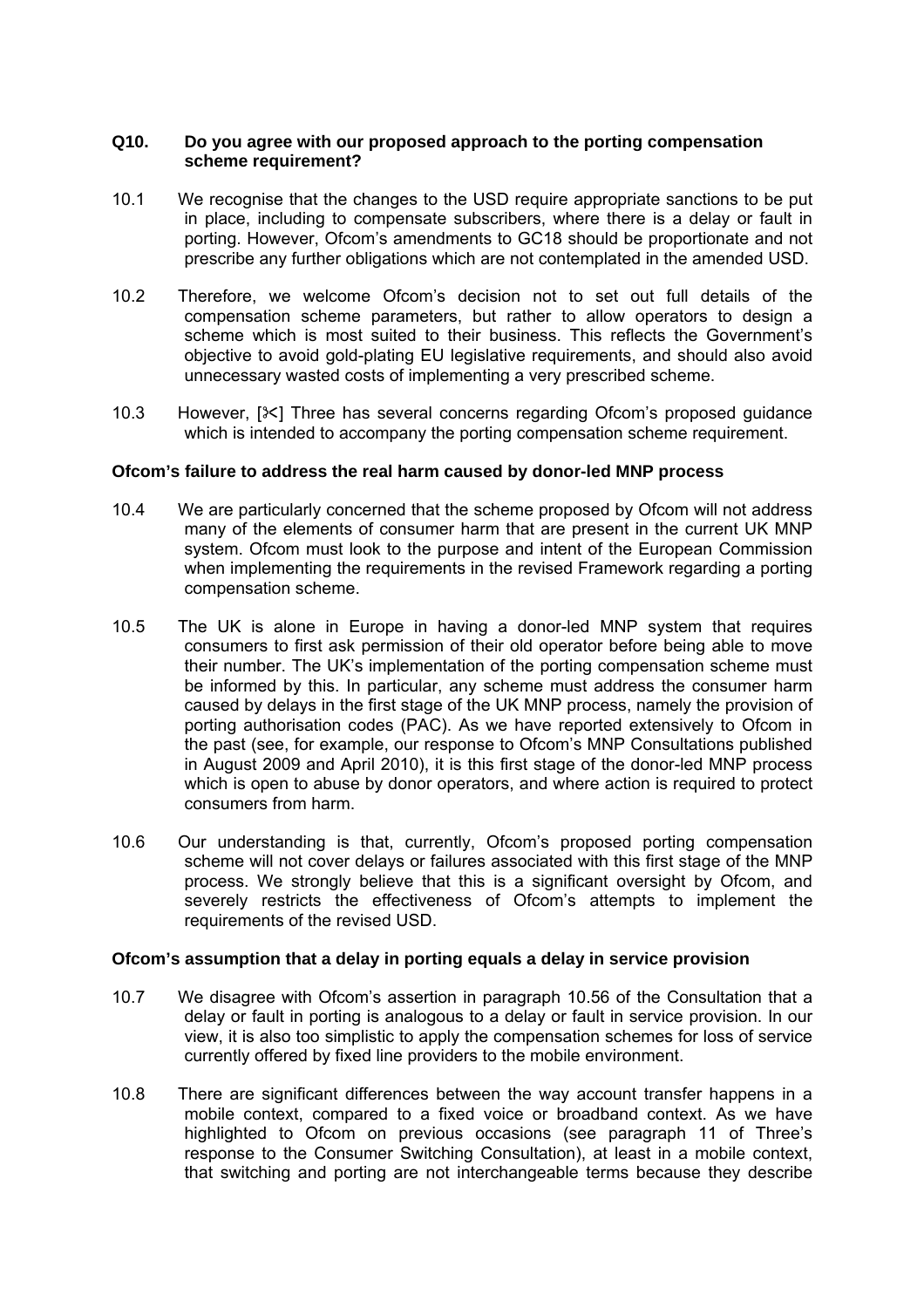**Q10. Do you agree with our proposed approach to the porting compensation scheme requirement?**

10.1 We recognise that the changes to the USD require appropriate sanctions to be put in place, including to compensate subscribers, where there is a delay or fault in porting. However, Ofcom's amendments to GC18 should be proportionate and not prescribe any further obligations which are not contemplated in the amended USD.

10.2 Therefore, we welcome Ofcom's decision not to set out full details of the compensation scheme parameters, but rather to allow operators to design a scheme which is most suited to their business. This reflects the Government's objective to avoid gold-plating EU legislative requirements, and should also avoid unnecessary wasted costs of implementing a very prescribed scheme.

10.3 However, [✂] Three has several concerns regarding Ofcom's proposed guidance which is intended to accompany the porting compensation scheme requirement.

**Ofcom's failure to address the real harm caused by donor-led MNP process**

10.4 We are particularly concerned that the scheme proposed by Ofcom will not address many of the elements of consumer harm that are present in the current UK MNP system. Ofcom must look to the purpose and intent of the European Commission when implementing the requirements in the revised Framework regarding a porting compensation scheme.

10.5 The UK is alone in Europe in having a donor-led MNP system that requires consumers to first ask permission of their old operator before being able to move their number. The UK's implementation of the porting compensation scheme must be informed by this. In particular, any scheme must address the consumer harm caused by delays in the first stage of the UK MNP process, namely the provision of porting authorisation codes (PAC). As we have reported extensively to Ofcom in the past (see, for example, our response to Ofcom's MNP Consultations published in August 2009 and April 2010), it is this first stage of the donor-led MNP process which is open to abuse by donor operators, and where action is required to protect consumers from harm.

10.6 Our understanding is that, currently, Ofcom's proposed porting compensation scheme will not cover delays or failures associated with this first stage of the MNP process. We strongly believe that this is a significant oversight by Ofcom, and severely restricts the effectiveness of Ofcom's attempts to implement the requirements of the revised USD.

**Ofcom's assumption that a delay in porting equals a delay in service provision**

10.7 We disagree with Ofcom's assertion in paragraph 10.56 of the Consultation that a delay or fault in porting is analogous to a delay or fault in service provision. In our view, it is also too simplistic to apply the compensation schemes for loss of service currently offered by fixed line providers to the mobile environment.

10.8 There are significant differences between the way account transfer happens in a mobile context, compared to a fixed voice or broadband context. As we have highlighted to Ofcom on previous occasions (see paragraph 11 of Three's response to the Consumer Switching Consultation), at least in a mobile context, that switching and porting are not interchangeable terms because they describe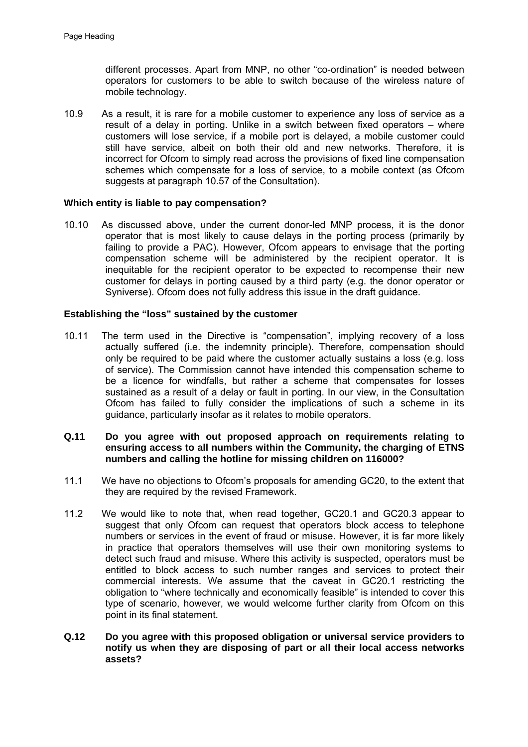different processes. Apart from MNP, no other "co-ordination" is needed between operators for customers to be able to switch because of the wireless nature of mobile technology.

10.9 As a result, it is rare for a mobile customer to experience any loss of service as a result of a delay in porting. Unlike in a switch between fixed operators – where customers will lose service, if a mobile port is delayed, a mobile customer could still have service, albeit on both their old and new networks. Therefore, it is incorrect for Ofcom to simply read across the provisions of fixed line compensation schemes which compensate for a loss of service, to a mobile context (as Ofcom suggests at paragraph 10.57 of the Consultation).

**Which entity is liable to pay compensation?**

10.10 As discussed above, under the current donor-led MNP process, it is the donor operator that is most likely to cause delays in the porting process (primarily by failing to provide a PAC). However, Ofcom appears to envisage that the porting compensation scheme will be administered by the recipient operator. It is inequitable for the recipient operator to be expected to recompense their new customer for delays in porting caused by a third party (e.g. the donor operator or Syniverse). Ofcom does not fully address this issue in the draft guidance.

**Establishing the "loss" sustained by the customer**

10.11 The term used in the Directive is "compensation", implying recovery of a loss actually suffered (i.e. the indemnity principle). Therefore, compensation should only be required to be paid where the customer actually sustains a loss (e.g. loss of service). The Commission cannot have intended this compensation scheme to be a licence for windfalls, but rather a scheme that compensates for losses sustained as a result of a delay or fault in porting. In our view, in the Consultation Ofcom has failed to fully consider the implications of such a scheme in its guidance, particularly insofar as it relates to mobile operators.

**Q.11 Do you agree with out proposed approach on requirements relating to ensuring access to all numbers within the Community, the charging of ETNS numbers and calling the hotline for missing children on 116000?**

11.1 We have no objections to Ofcom's proposals for amending GC20, to the extent that they are required by the revised Framework.

11.2 We would like to note that, when read together, GC20.1 and GC20.3 appear to suggest that only Ofcom can request that operators block access to telephone numbers or services in the event of fraud or misuse. However, it is far more likely in practice that operators themselves will use their own monitoring systems to detect such fraud and misuse. Where this activity is suspected, operators must be entitled to block access to such number ranges and services to protect their commercial interests. We assume that the caveat in GC20.1 restricting the obligation to "where technically and economically feasible" is intended to cover this type of scenario, however, we would welcome further clarity from Ofcom on this point in its final statement.

**Q.12 Do you agree with this proposed obligation or universal service providers to notify us when they are disposing of part or all their local access networks assets?**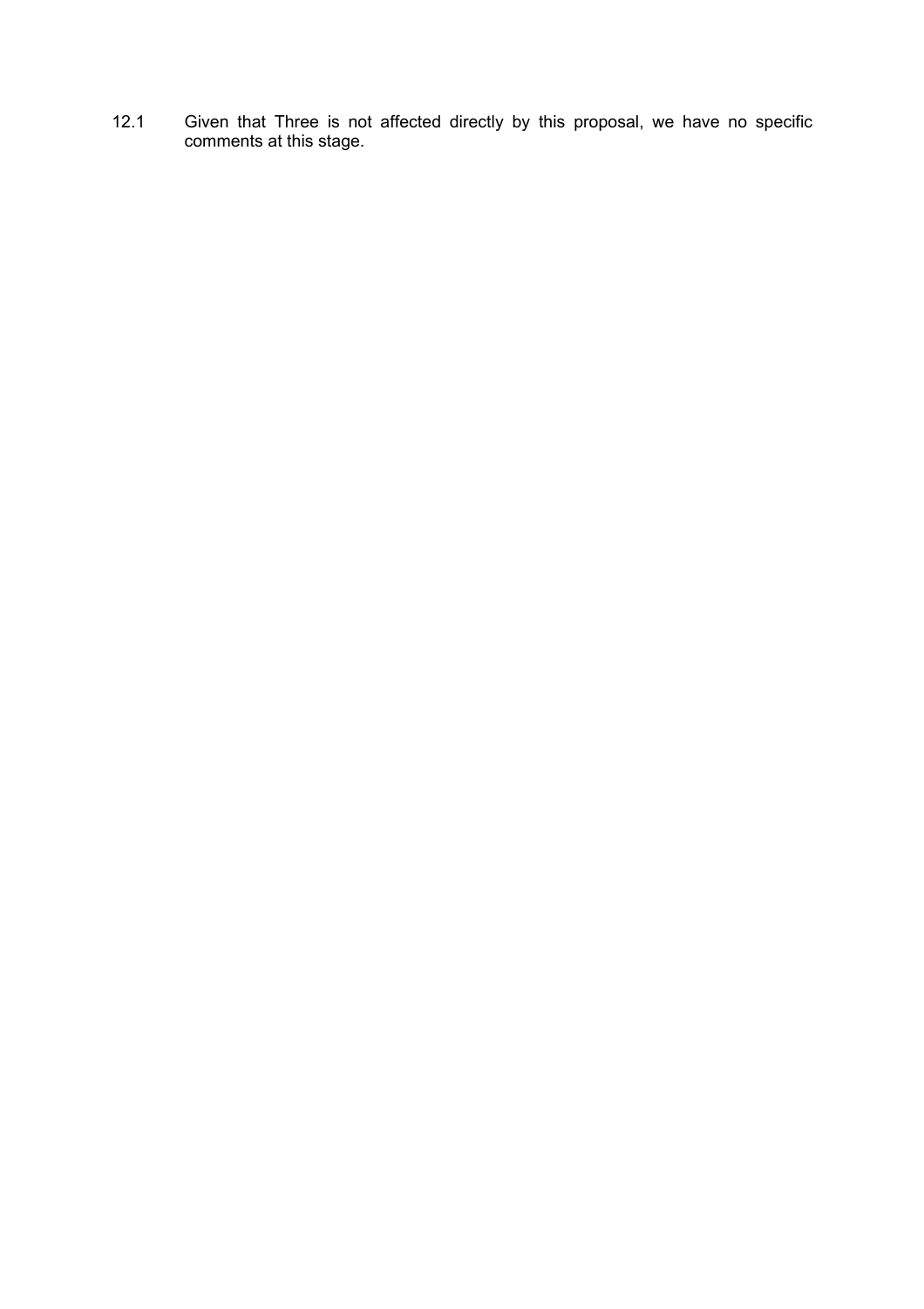12.1 Given that Three is not affected directly by this proposal, we have no specific comments at this stage.